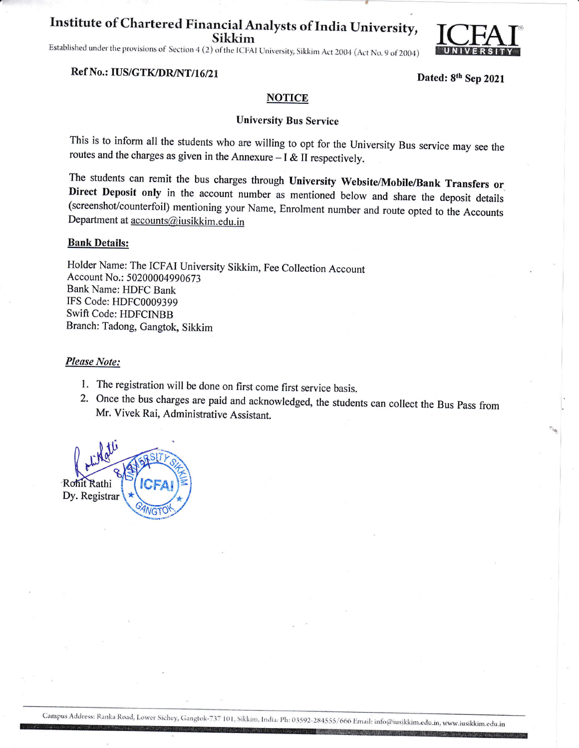# Institute of Chartered Financial Analysts of India University, Sikkim

Established under the provisions of Section 4 (2) of the ICFAI University, Sikkim Act 2004 (Act No. 9 of 2004)

**Ref No.: IUS/GTK/DR/NT/16/21**

**Dated: 8th Sep 2021**

## NOTICE

### University Bus Service

This is to inform all the students who are willing to opt for the University Bus service may see the routes and the charges as given in the Annexure – I & II respectively.

The students can remit the bus charges through **University Website/Mobile/Bank Transfers or Direct Deposit only** in the account number as mentioned below and share the deposit details (screenshot/counterfoil) mentioning your Name, Enrolment number and route opted to the Accounts Department at accounts@iusikkim.edu.in

**Bank Details:**

Holder Name: The ICFAI University Sikkim, Fee Collection Account
Account No.: 50200004990673
Bank Name: HDFC Bank
IFS Code: HDFC0009399
Swift Code: HDFCINBB
Branch: Tadong, Gangtok, Sikkim

***Please Note:***

1. The registration will be done on first come first service basis.
2. Once the bus charges are paid and acknowledged, the students can collect the Bus Pass from Mr. Vivek Rai, Administrative Assistant.

Rohit Rathi
Dy. Registrar

Campus Address: Ranka Road, Lower Sichey, Gangtok-737 101, Sikkim, India. Ph: 03592-284555/666 Email: info@iusikkim.edu.in, www.iusikkim.edu.in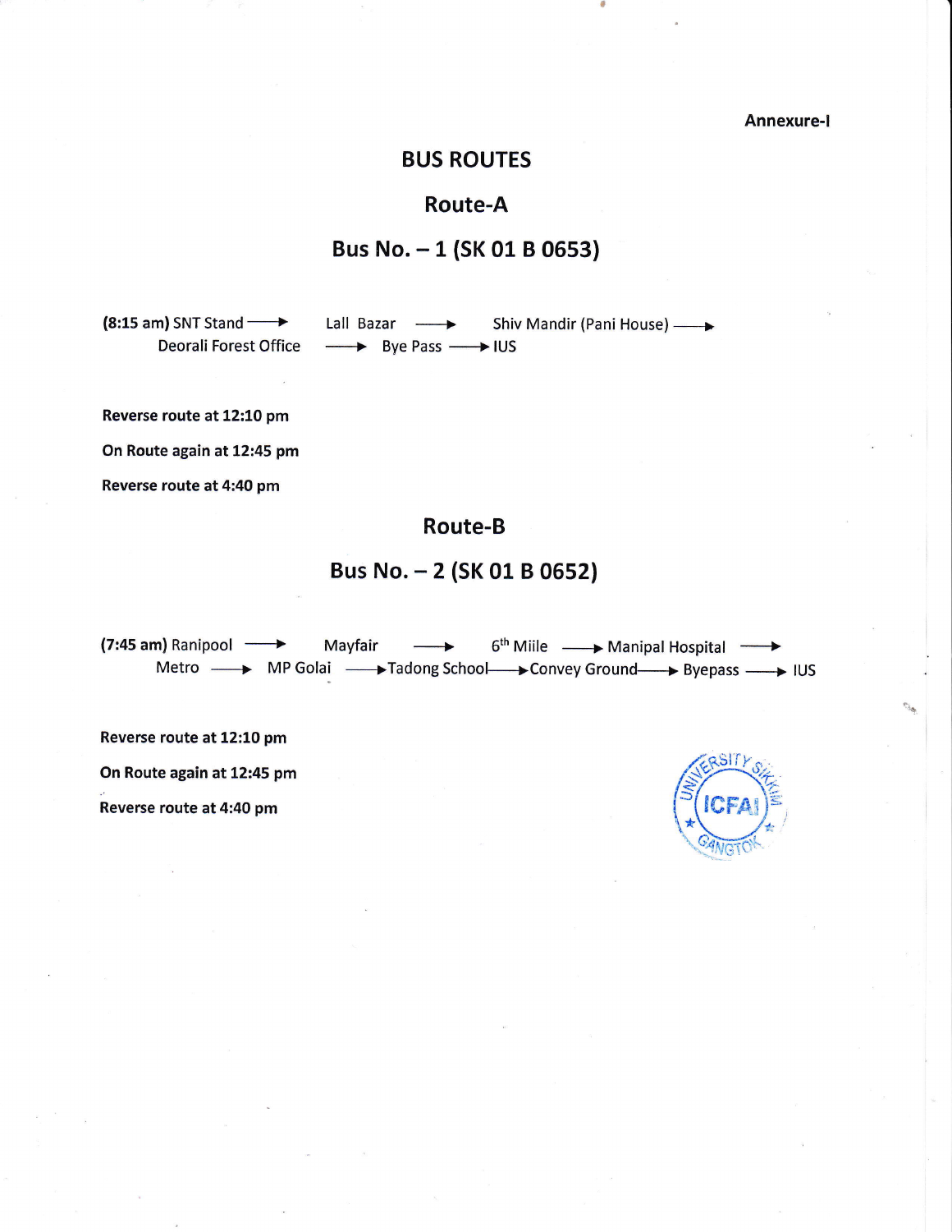Annexure-I

# BUS ROUTES

## Route-A

## Bus No. – 1 (SK 01 B 0653)

**(8:15 am)** SNT Stand ⟶ Lall Bazar ⟶ Shiv Mandir (Pani House) ⟶ Deorali Forest Office ⟶ Bye Pass ⟶ IUS

**Reverse route at 12:10 pm**

**On Route again at 12:45 pm**

**Reverse route at 4:40 pm**

## Route-B

## Bus No. – 2 (SK 01 B 0652)

**(7:45 am)** Ranipool ⟶ Mayfair ⟶ 6th Miile ⟶ Manipal Hospital ⟶ Metro ⟶ MP Golai ⟶ Tadong School ⟶ Convey Ground ⟶ Byepass ⟶ IUS

**Reverse route at 12:10 pm**

**On Route again at 12:45 pm**

**Reverse route at 4:40 pm**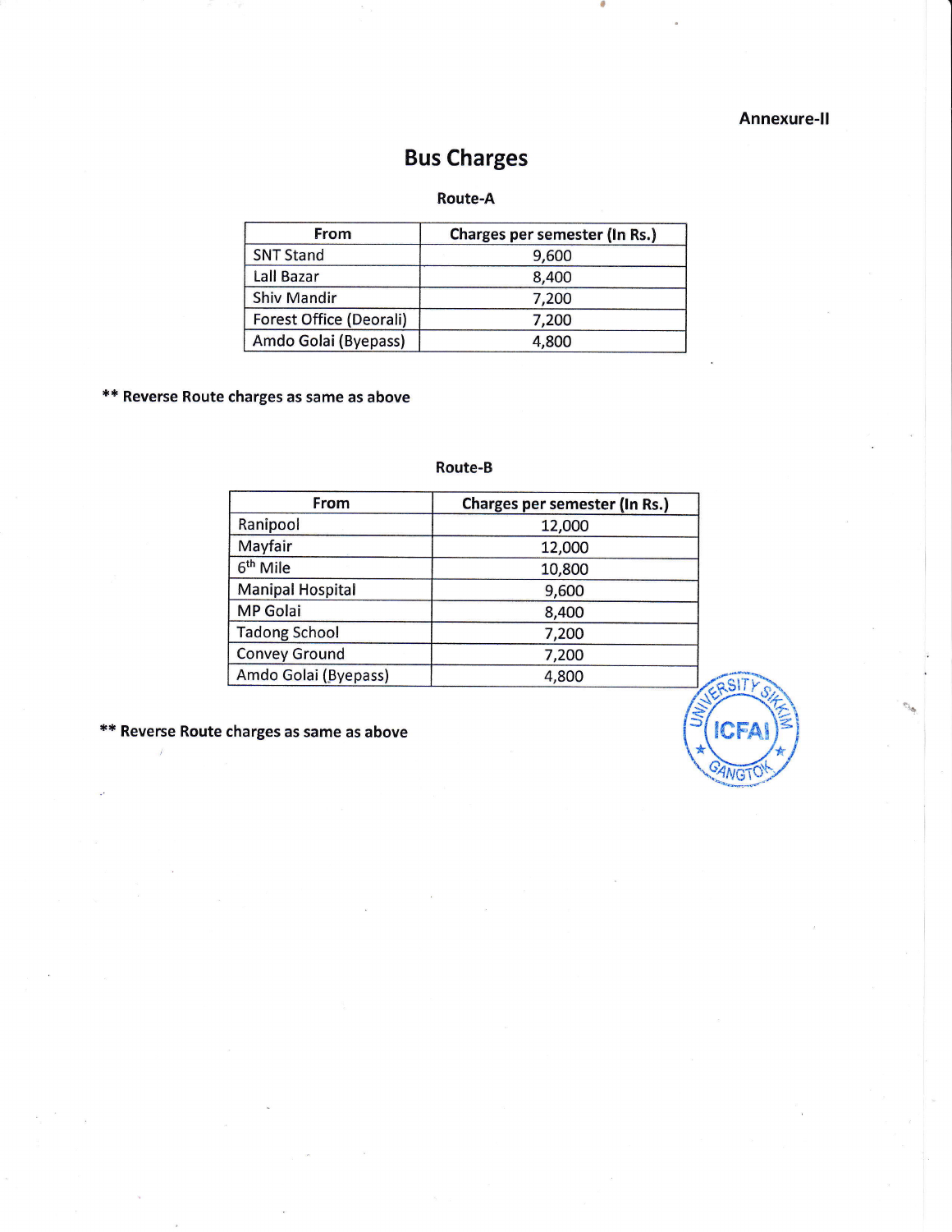Annexure-II

# Bus Charges

### Route-A

| From | Charges per semester (In Rs.) |
|---|---|
| SNT Stand | 9,600 |
| Lall Bazar | 8,400 |
| Shiv Mandir | 7,200 |
| Forest Office (Deorali) | 7,200 |
| Amdo Golai (Byepass) | 4,800 |

**** Reverse Route charges as same as above**

### Route-B

| From | Charges per semester (In Rs.) |
|---|---|
| Ranipool | 12,000 |
| Mayfair | 12,000 |
| 6th Mile | 10,800 |
| Manipal Hospital | 9,600 |
| MP Golai | 8,400 |
| Tadong School | 7,200 |
| Convey Ground | 7,200 |
| Amdo Golai (Byepass) | 4,800 |

**** Reverse Route charges as same as above**

ICFAI UNIVERSITY SIKKIM GANGTOK